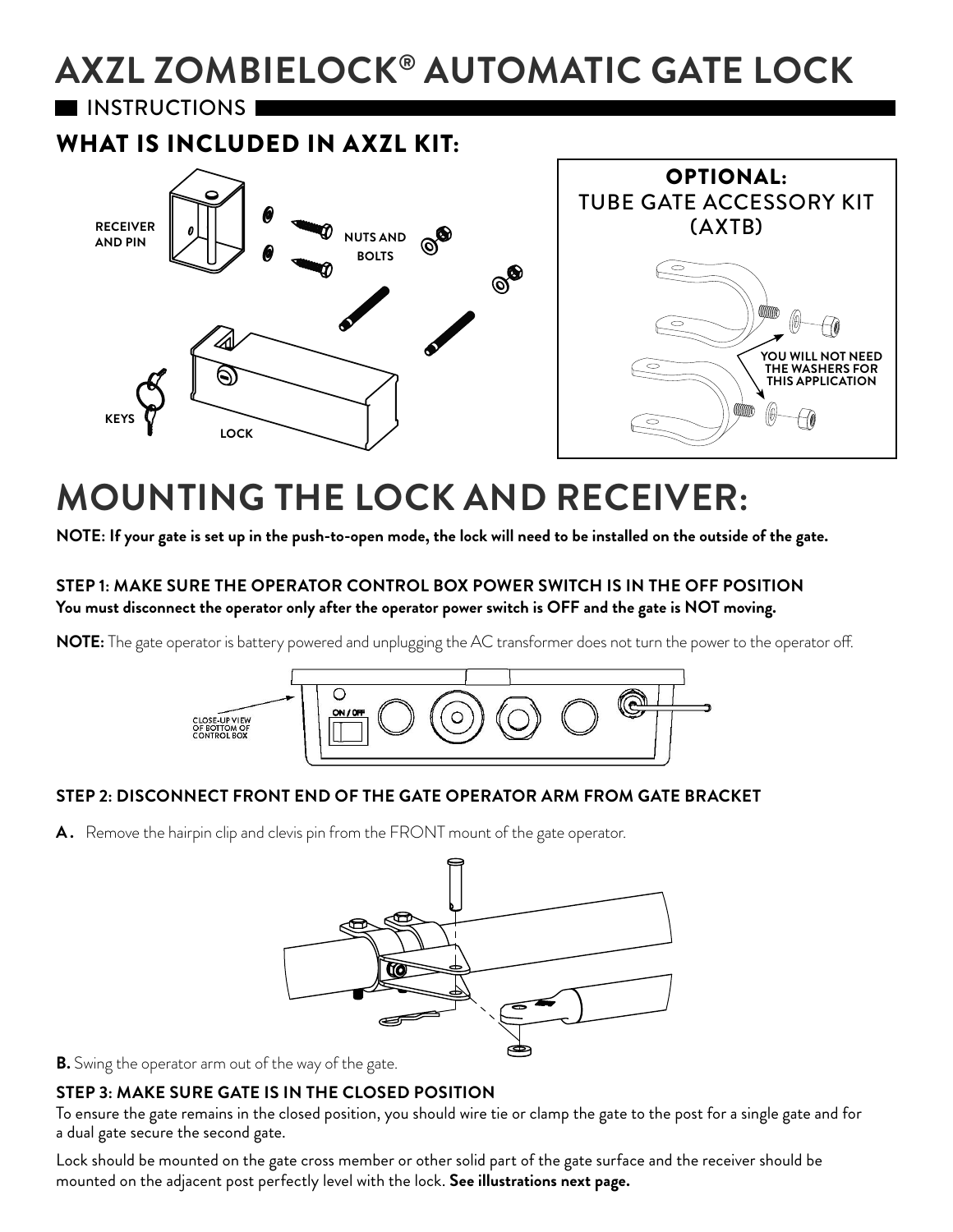# AXZL ZOMBIELOCK® AUTOMATIC GATE LOCK

INSTRUCTIONS

## WHAT IS INCLUDED IN AXZL KIT:

RECEIVER AND PIN

NUTS AND BOLTS

KEYS

LOCK

**OPTIONAL:**
TUBE GATE ACCESSORY KIT (AXTB)

YOU WILL NOT NEED THE WASHERS FOR THIS APPLICATION

# MOUNTING THE LOCK AND RECEIVER:

**NOTE: If your gate is set up in the push-to-open mode, the lock will need to be installed on the outside of the gate.**

### STEP 1: MAKE SURE THE OPERATOR CONTROL BOX POWER SWITCH IS IN THE OFF POSITION

**You must disconnect the operator only after the operator power switch is OFF and the gate is NOT moving.**

**NOTE:** The gate operator is battery powered and unplugging the AC transformer does not turn the power to the operator off.

CLOSE-UP VIEW OF BOTTOM OF CONTROL BOX

ON / OFF

### STEP 2: DISCONNECT FRONT END OF THE GATE OPERATOR ARM FROM GATE BRACKET

**A.** Remove the hairpin clip and clevis pin from the FRONT mount of the gate operator.

**B.** Swing the operator arm out of the way of the gate.

### STEP 3: MAKE SURE GATE IS IN THE CLOSED POSITION

To ensure the gate remains in the closed position, you should wire tie or clamp the gate to the post for a single gate and for a dual gate secure the second gate.

Lock should be mounted on the gate cross member or other solid part of the gate surface and the receiver should be mounted on the adjacent post perfectly level with the lock. **See illustrations next page.**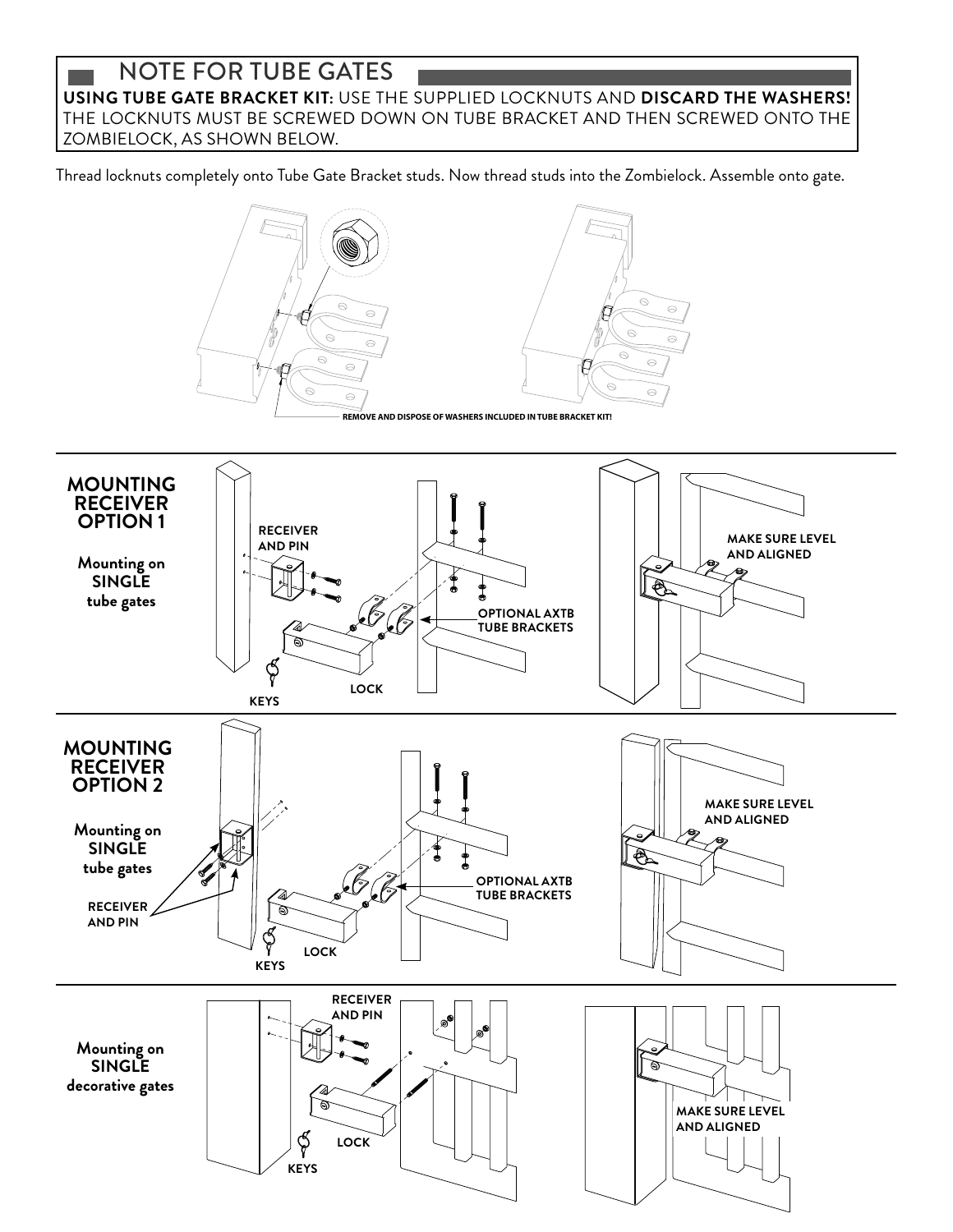## NOTE FOR TUBE GATES

**USING TUBE GATE BRACKET KIT**: USE THE SUPPLIED LOCKNUTS AND **DISCARD THE WASHERS!** THE LOCKNUTS MUST BE SCREWED DOWN ON TUBE BRACKET AND THEN SCREWED ONTO THE ZOMBIELOCK, AS SHOWN BELOW.

Thread locknuts completely onto Tube Gate Bracket studs. Now thread studs into the Zombielock. Assemble onto gate.

**REMOVE AND DISPOSE OF WASHERS INCLUDED IN TUBE BRACKET KIT!**

---

### MOUNTING RECEIVER OPTION 1

**Mounting on SINGLE tube gates**

RECEIVER AND PIN

OPTIONAL AXTB TUBE BRACKETS

LOCK

KEYS

MAKE SURE LEVEL AND ALIGNED

---

### MOUNTING RECEIVER OPTION 2

**Mounting on SINGLE tube gates**

RECEIVER AND PIN

OPTIONAL AXTB TUBE BRACKETS

LOCK

KEYS

MAKE SURE LEVEL AND ALIGNED

---

**Mounting on SINGLE decorative gates**

RECEIVER AND PIN

LOCK

KEYS

MAKE SURE LEVEL AND ALIGNED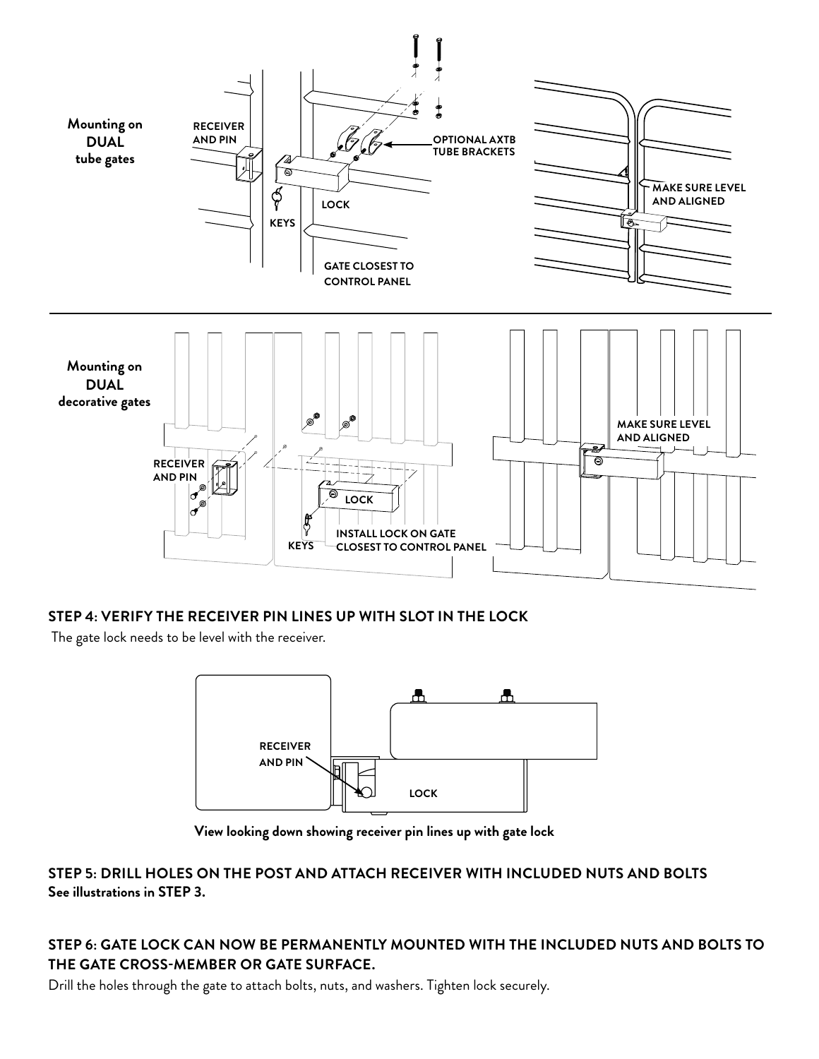Mounting on **DUAL** tube gates

RECEIVER AND PIN

OPTIONAL AXTB TUBE BRACKETS

LOCK

KEYS

GATE CLOSEST TO CONTROL PANEL

MAKE SURE LEVEL AND ALIGNED

Mounting on **DUAL** decorative gates

RECEIVER AND PIN

LOCK

KEYS

INSTALL LOCK ON GATE CLOSEST TO CONTROL PANEL

MAKE SURE LEVEL AND ALIGNED

## STEP 4: VERIFY THE RECEIVER PIN LINES UP WITH SLOT IN THE LOCK

The gate lock needs to be level with the receiver.

RECEIVER AND PIN

LOCK

**View looking down showing receiver pin lines up with gate lock**

## STEP 5: DRILL HOLES ON THE POST AND ATTACH RECEIVER WITH INCLUDED NUTS AND BOLTS

**See illustrations in STEP 3.**

## STEP 6: GATE LOCK CAN NOW BE PERMANENTLY MOUNTED WITH THE INCLUDED NUTS AND BOLTS TO THE GATE CROSS-MEMBER OR GATE SURFACE.

Drill the holes through the gate to attach bolts, nuts, and washers. Tighten lock securely.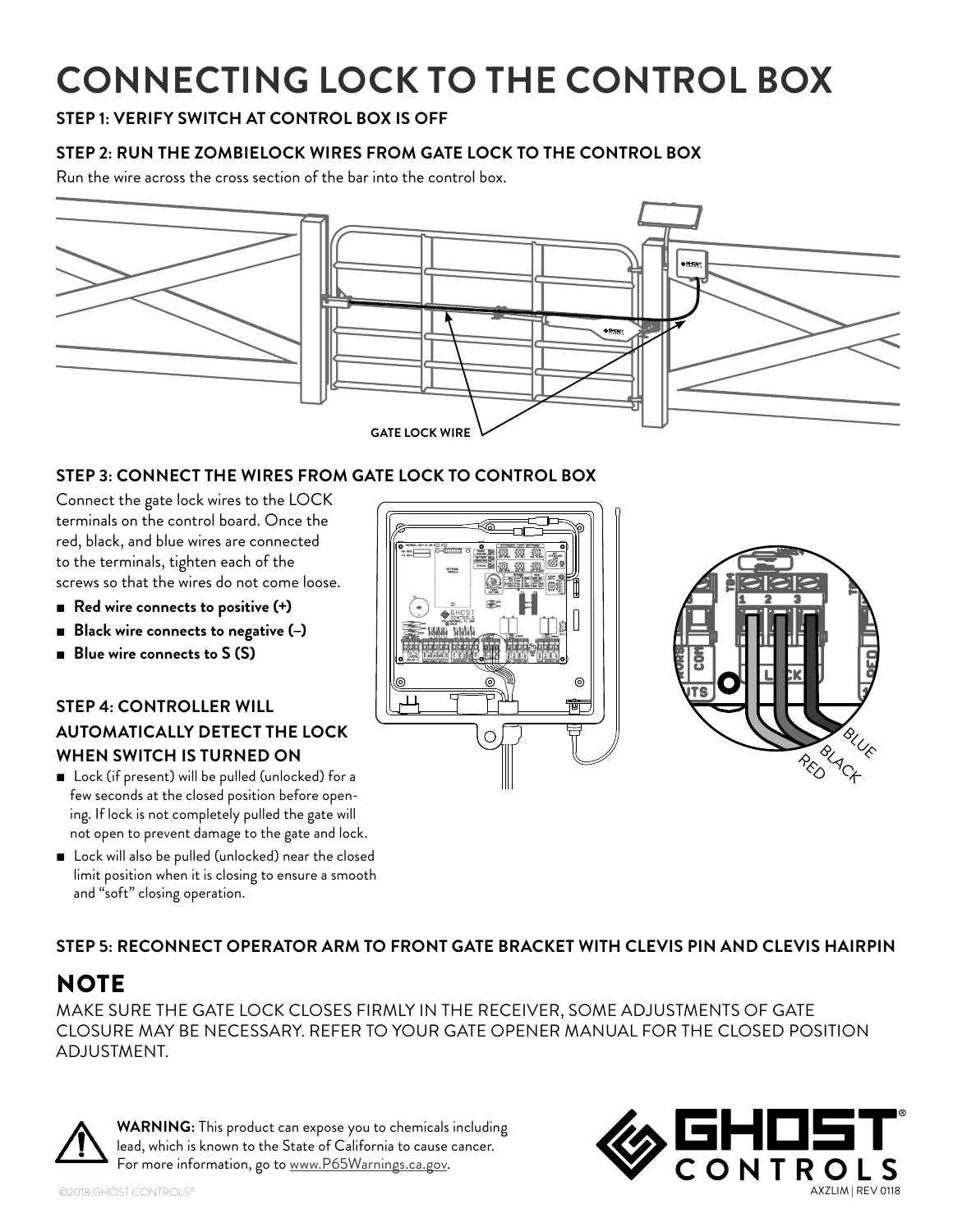# CONNECTING LOCK TO THE CONTROL BOX

### STEP 1: VERIFY SWITCH AT CONTROL BOX IS OFF

### STEP 2: RUN THE ZOMBIELOCK WIRES FROM GATE LOCK TO THE CONTROL BOX

Run the wire across the cross section of the bar into the control box.

GATE LOCK WIRE

### STEP 3: CONNECT THE WIRES FROM GATE LOCK TO CONTROL BOX

Connect the gate lock wires to the LOCK terminals on the control board. Once the red, black, and blue wires are connected to the terminals, tighten each of the screws so that the wires do not come loose.

- **Red wire connects to positive (+)**
- **Black wire connects to negative (–)**
- **Blue wire connects to S (S)**

BLUE
BLACK
RED

### STEP 4: CONTROLLER WILL AUTOMATICALLY DETECT THE LOCK WHEN SWITCH IS TURNED ON

- Lock (if present) will be pulled (unlocked) for a few seconds at the closed position before opening. If lock is not completely pulled the gate will not open to prevent damage to the gate and lock.
- Lock will also be pulled (unlocked) near the closed limit position when it is closing to ensure a smooth and "soft" closing operation.

### STEP 5: RECONNECT OPERATOR ARM TO FRONT GATE BRACKET WITH CLEVIS PIN AND CLEVIS HAIRPIN

## NOTE

MAKE SURE THE GATE LOCK CLOSES FIRMLY IN THE RECEIVER, SOME ADJUSTMENTS OF GATE CLOSURE MAY BE NECESSARY. REFER TO YOUR GATE OPENER MANUAL FOR THE CLOSED POSITION ADJUSTMENT.

**WARNING:** This product can expose you to chemicals including lead, which is known to the State of California to cause cancer. For more information, go to www.P65Warnings.ca.gov.

GHOST® CONTROLS

©2018 GHOST CONTROLS®

AXZLIM | REV 0118